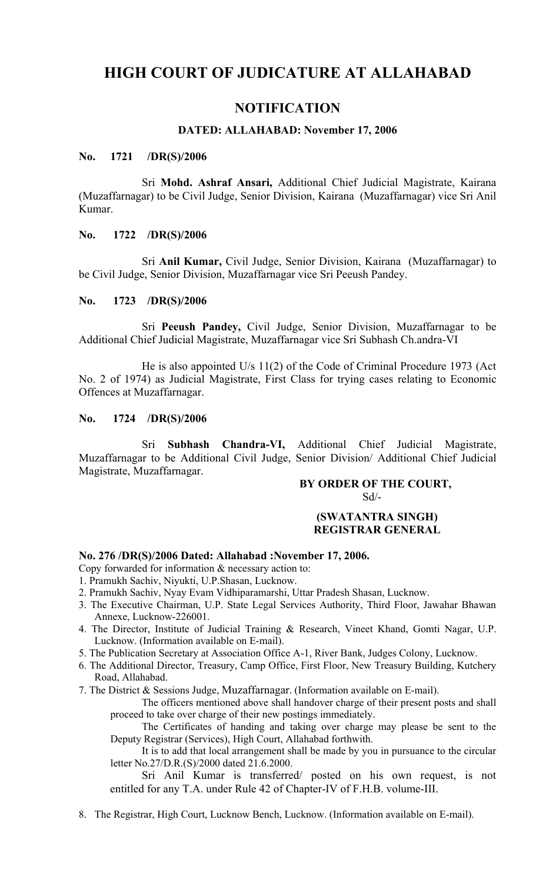# HIGH COURT OF JUDICATURE AT ALLAHABAD

## NOTIFICATION

### DATED: ALLAHABAD: November 17, 2006

**No. 1721 /DR(S)/2006**

Sri **Mohd. Ashraf Ansari,** Additional Chief Judicial Magistrate, Kairana (Muzaffarnagar) to be Civil Judge, Senior Division, Kairana (Muzaffarnagar) vice Sri Anil Kumar.

**No. 1722 /DR(S)/2006**

Sri **Anil Kumar,** Civil Judge, Senior Division, Kairana (Muzaffarnagar) to be Civil Judge, Senior Division, Muzaffarnagar vice Sri Peeush Pandey.

**No. 1723 /DR(S)/2006**

Sri **Peeush Pandey,** Civil Judge, Senior Division, Muzaffarnagar to be Additional Chief Judicial Magistrate, Muzaffarnagar vice Sri Subhash Ch.andra-VI

He is also appointed U/s 11(2) of the Code of Criminal Procedure 1973 (Act No. 2 of 1974) as Judicial Magistrate, First Class for trying cases relating to Economic Offences at Muzaffarnagar.

**No. 1724 /DR(S)/2006**

Sri **Subhash Chandra-VI,** Additional Chief Judicial Magistrate, Muzaffarnagar to be Additional Civil Judge, Senior Division/ Additional Chief Judicial Magistrate, Muzaffarnagar.

**BY ORDER OF THE COURT,**
Sd/-

**(SWATANTRA SINGH)**
**REGISTRAR GENERAL**

**No. 276 /DR(S)/2006 Dated: Allahabad :November 17, 2006.**

Copy forwarded for information & necessary action to:

1. Pramukh Sachiv, Niyukti, U.P.Shasan, Lucknow.
2. Pramukh Sachiv, Nyay Evam Vidhiparamarshi, Uttar Pradesh Shasan, Lucknow.
3. The Executive Chairman, U.P. State Legal Services Authority, Third Floor, Jawahar Bhawan Annexe, Lucknow-226001.
4. The Director, Institute of Judicial Training & Research, Vineet Khand, Gomti Nagar, U.P. Lucknow. (Information available on E-mail).
5. The Publication Secretary at Association Office A-1, River Bank, Judges Colony, Lucknow.
6. The Additional Director, Treasury, Camp Office, First Floor, New Treasury Building, Kutchery Road, Allahabad.
7. The District & Sessions Judge, Muzaffarnagar. (Information available on E-mail).

   The officers mentioned above shall handover charge of their present posts and shall proceed to take over charge of their new postings immediately.

   The Certificates of handing and taking over charge may please be sent to the Deputy Registrar (Services), High Court, Allahabad forthwith.

   It is to add that local arrangement shall be made by you in pursuance to the circular letter No.27/D.R.(S)/2000 dated 21.6.2000.

   Sri Anil Kumar is transferred/ posted on his own request, is not entitled for any T.A. under Rule 42 of Chapter-IV of F.H.B. volume-III.

8. The Registrar, High Court, Lucknow Bench, Lucknow. (Information available on E-mail).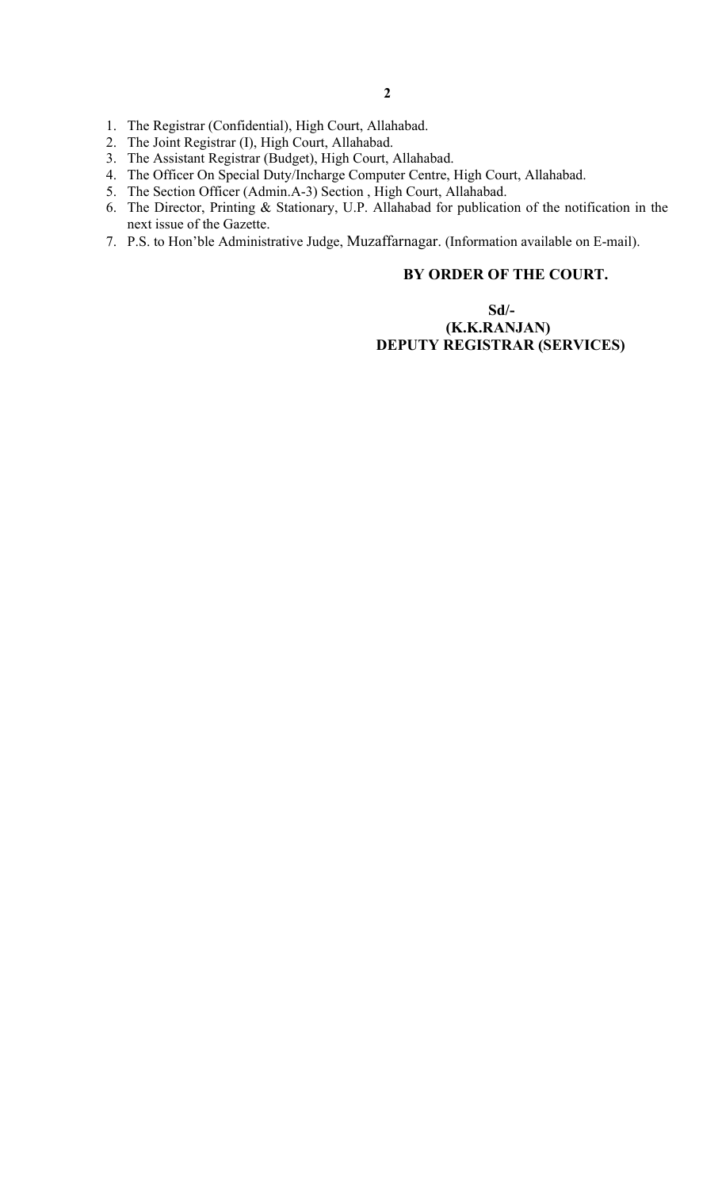1. The Registrar (Confidential), High Court, Allahabad.
2. The Joint Registrar (I), High Court, Allahabad.
3. The Assistant Registrar (Budget), High Court, Allahabad.
4. The Officer On Special Duty/Incharge Computer Centre, High Court, Allahabad.
5. The Section Officer (Admin.A-3) Section , High Court, Allahabad.
6. The Director, Printing & Stationary, U.P. Allahabad for publication of the notification in the next issue of the Gazette.
7. P.S. to Hon'ble Administrative Judge, Muzaffarnagar. (Information available on E-mail).

**BY ORDER OF THE COURT.**

**Sd/-**
**(K.K.RANJAN)**
**DEPUTY REGISTRAR (SERVICES)**